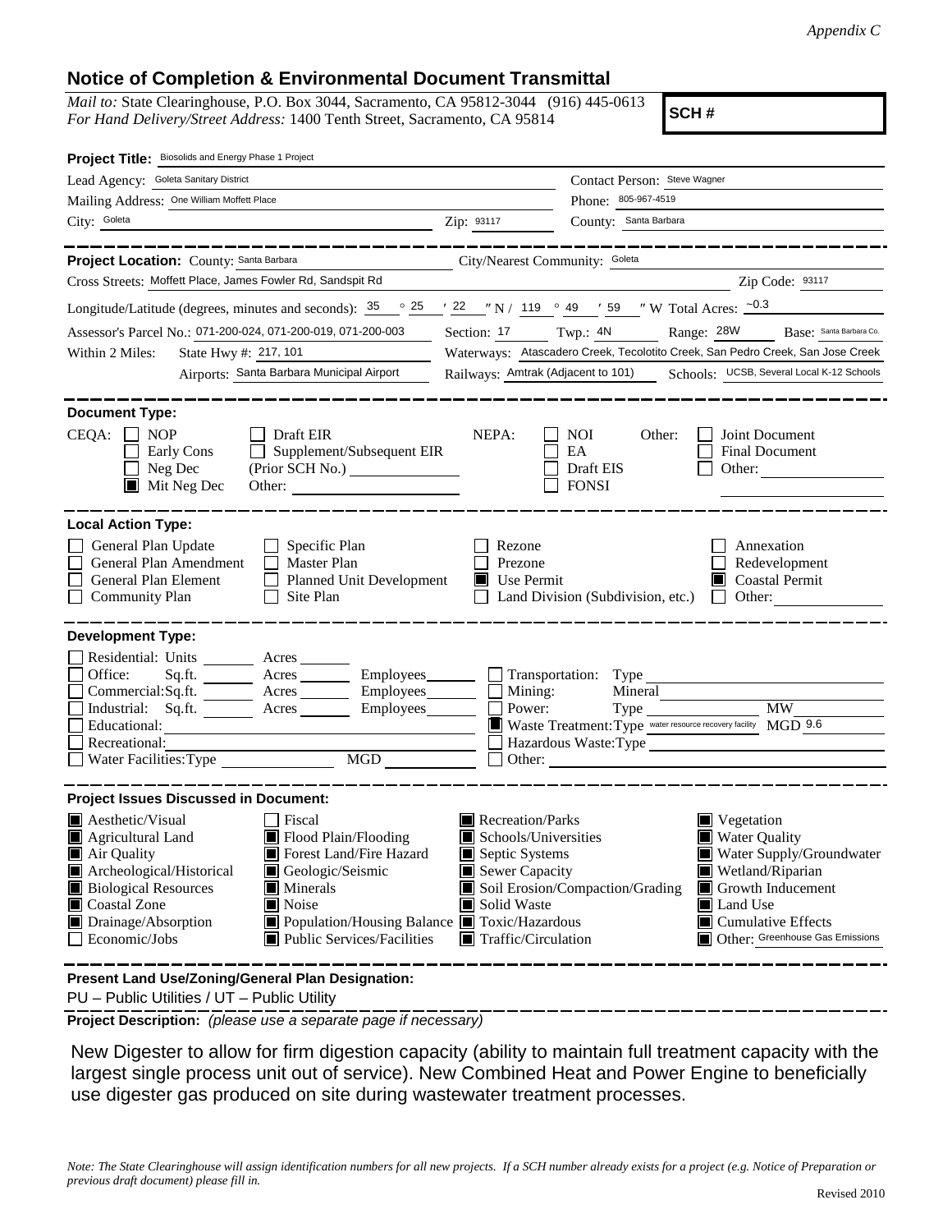*Appendix C*

# Notice of Completion & Environmental Document Transmittal

*Mail to:* State Clearinghouse, P.O. Box 3044, Sacramento, CA 95812-3044 (916) 445-0613
*For Hand Delivery/Street Address:* 1400 Tenth Street, Sacramento, CA 95814

**SCH #**

**Project Title:** Biosolids and Energy Phase 1 Project

Lead Agency: Goleta Sanitary District
Contact Person: Steve Wagner
Mailing Address: One William Moffett Place
Phone: 805-967-4519
City: Goleta Zip: 93117 County: Santa Barbara

**Project Location:** County: Santa Barbara City/Nearest Community: Goleta
Cross Streets: Moffett Place, James Fowler Rd, Sandspit Rd Zip Code: 93117
Longitude/Latitude (degrees, minutes and seconds): 35 ° 25 ′ 22 ″ N / 119 ° 49 ′ 59 ″ W Total Acres: ~0.3
Assessor's Parcel No.: 071-200-024, 071-200-019, 071-200-003 Section: 17 Twp.: 4N Range: 28W Base: Santa Barbara Co.
Within 2 Miles: State Hwy #: 217, 101 Waterways: Atascadero Creek, Tecolotito Creek, San Pedro Creek, San Jose Creek
Airports: Santa Barbara Municipal Airport Railways: Amtrak (Adjacent to 101) Schools: UCSB, Several Local K-12 Schools

**Document Type:**

CEQA: ☐ NOP ☐ Draft EIR ☐ Early Cons ☐ Supplement/Subsequent EIR ☐ Neg Dec (Prior SCH No.) ☒ Mit Neg Dec Other:

NEPA: ☐ NOI ☐ EA ☐ Draft EIS ☐ FONSI

Other: ☐ Joint Document ☐ Final Document ☐ Other:

**Local Action Type:**

☐ General Plan Update ☐ Specific Plan ☐ Rezone ☐ Annexation
☐ General Plan Amendment ☐ Master Plan ☐ Prezone ☐ Redevelopment
☐ General Plan Element ☐ Planned Unit Development ☒ Use Permit ☒ Coastal Permit
☐ Community Plan ☐ Site Plan ☐ Land Division (Subdivision, etc.) ☐ Other:

**Development Type:**

☐ Residential: Units Acres
☐ Office: Sq.ft. Acres Employees
☐ Commercial: Sq.ft. Acres Employees
☐ Industrial: Sq.ft. Acres Employees
☐ Educational:
☐ Recreational:
☐ Water Facilities: Type MGD
☐ Transportation: Type
☐ Mining: Mineral
☐ Power: Type MW
☒ Waste Treatment: Type water resource recovery facility MGD 9.6
☐ Hazardous Waste: Type
☐ Other:

**Project Issues Discussed in Document:**

☒ Aesthetic/Visual ☐ Fiscal ☒ Recreation/Parks ☒ Vegetation
☒ Agricultural Land ☒ Flood Plain/Flooding ☒ Schools/Universities ☒ Water Quality
☒ Air Quality ☒ Forest Land/Fire Hazard ☒ Septic Systems ☒ Water Supply/Groundwater
☒ Archeological/Historical ☒ Geologic/Seismic ☒ Sewer Capacity ☒ Wetland/Riparian
☒ Biological Resources ☒ Minerals ☒ Soil Erosion/Compaction/Grading ☒ Growth Inducement
☒ Coastal Zone ☒ Noise ☒ Solid Waste ☒ Land Use
☒ Drainage/Absorption ☒ Population/Housing Balance ☒ Toxic/Hazardous ☒ Cumulative Effects
☐ Economic/Jobs ☒ Public Services/Facilities ☒ Traffic/Circulation ☒ Other: Greenhouse Gas Emissions

**Present Land Use/Zoning/General Plan Designation:**

PU – Public Utilities / UT – Public Utility

**Project Description:** *(please use a separate page if necessary)*

New Digester to allow for firm digestion capacity (ability to maintain full treatment capacity with the largest single process unit out of service). New Combined Heat and Power Engine to beneficially use digester gas produced on site during wastewater treatment processes.

*Note: The State Clearinghouse will assign identification numbers for all new projects. If a SCH number already exists for a project (e.g. Notice of Preparation or previous draft document) please fill in.*

Revised 2010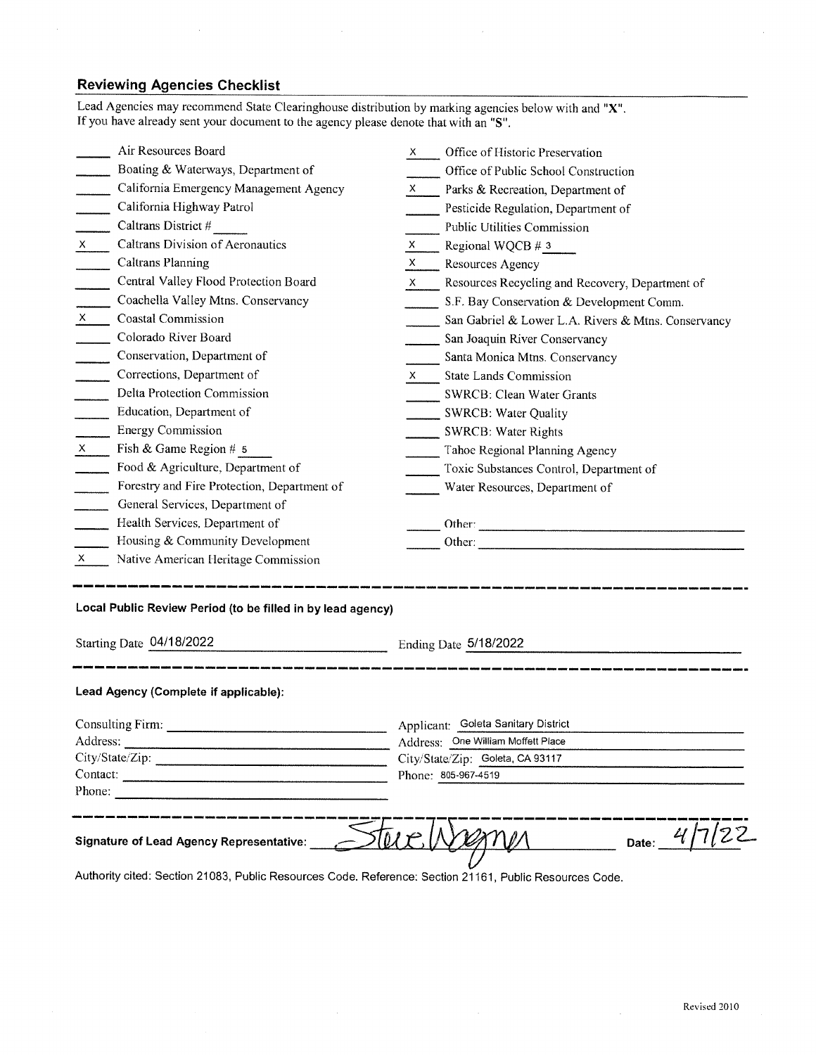## Reviewing Agencies Checklist

Lead Agencies may recommend State Clearinghouse distribution by marking agencies below with and "**X**".
If you have already sent your document to the agency please denote that with an "**S**".

| | | | |
|---|---|---|---|
| ____ | Air Resources Board | X | Office of Historic Preservation |
| ____ | Boating & Waterways, Department of | ____ | Office of Public School Construction |
| ____ | California Emergency Management Agency | X | Parks & Recreation, Department of |
| ____ | California Highway Patrol | ____ | Pesticide Regulation, Department of |
| ____ | Caltrans District # ____ | ____ | Public Utilities Commission |
| X | Caltrans Division of Aeronautics | X | Regional WQCB # 3 |
| ____ | Caltrans Planning | X | Resources Agency |
| ____ | Central Valley Flood Protection Board | X | Resources Recycling and Recovery, Department of |
| ____ | Coachella Valley Mtns. Conservancy | ____ | S.F. Bay Conservation & Development Comm. |
| X | Coastal Commission | ____ | San Gabriel & Lower L.A. Rivers & Mtns. Conservancy |
| ____ | Colorado River Board | ____ | San Joaquin River Conservancy |
| ____ | Conservation, Department of | ____ | Santa Monica Mtns. Conservancy |
| ____ | Corrections, Department of | X | State Lands Commission |
| ____ | Delta Protection Commission | ____ | SWRCB: Clean Water Grants |
| ____ | Education, Department of | ____ | SWRCB: Water Quality |
| ____ | Energy Commission | ____ | SWRCB: Water Rights |
| X | Fish & Game Region # 5 | ____ | Tahoe Regional Planning Agency |
| ____ | Food & Agriculture, Department of | ____ | Toxic Substances Control, Department of |
| ____ | Forestry and Fire Protection, Department of | ____ | Water Resources, Department of |
| ____ | General Services, Department of | | |
| ____ | Health Services, Department of | ____ | Other: ____________ |
| ____ | Housing & Community Development | ____ | Other: ____________ |
| X | Native American Heritage Commission | | |

---

**Local Public Review Period (to be filled in by lead agency)**

Starting Date 04/18/2022 Ending Date 5/18/2022

---

**Lead Agency (Complete if applicable):**

| | |
|---|---|
| Consulting Firm: | Applicant: Goleta Sanitary District |
| Address: | Address: One William Moffett Place |
| City/State/Zip: | City/State/Zip: Goleta, CA 93117 |
| Contact: | Phone: 805-967-4519 |
| Phone: | |

---

**Signature of Lead Agency Representative:** Steve Wagner **Date:** 4/7/22

Authority cited: Section 21083, Public Resources Code. Reference: Section 21161, Public Resources Code.

Revised 2010